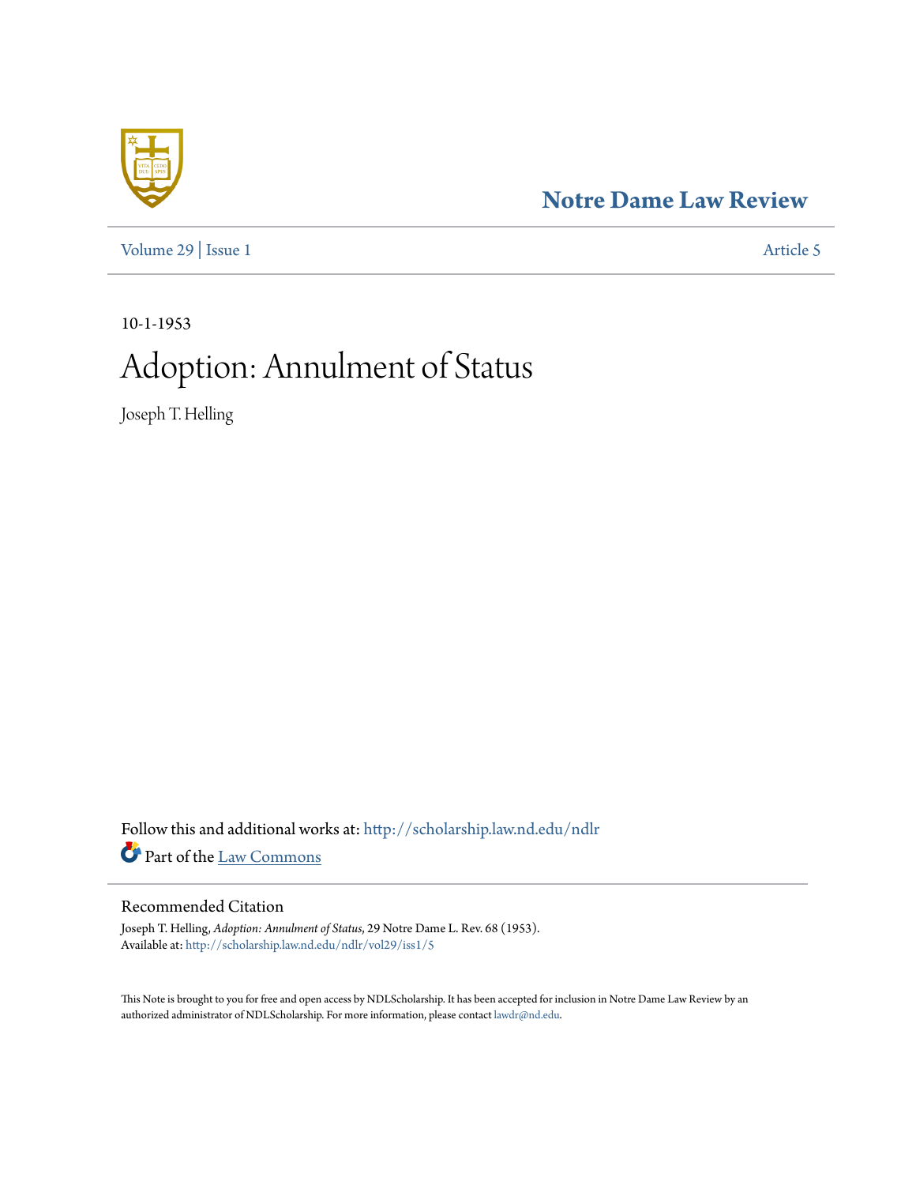Notre Dame Law Review

Volume 29 | Issue 1 Article 5

10-1-1953

# Adoption: Annulment of Status

Joseph T. Helling

Follow this and additional works at: http://scholarship.law.nd.edu/ndlr

Part of the Law Commons

## Recommended Citation

Joseph T. Helling, *Adoption: Annulment of Status*, 29 Notre Dame L. Rev. 68 (1953).
Available at: http://scholarship.law.nd.edu/ndlr/vol29/iss1/5

This Note is brought to you for free and open access by NDLScholarship. It has been accepted for inclusion in Notre Dame Law Review by an authorized administrator of NDLScholarship. For more information, please contact lawdr@nd.edu.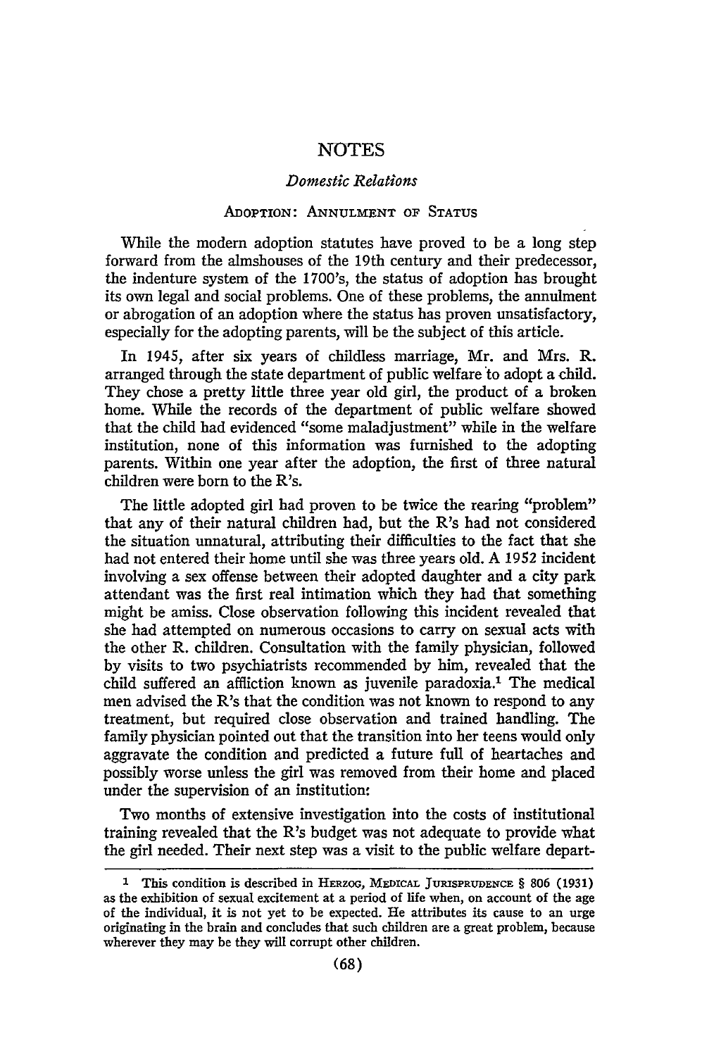# NOTES

## *Domestic Relations*

### ADOPTION: ANNULMENT OF STATUS

While the modern adoption statutes have proved to be a long step forward from the almshouses of the 19th century and their predecessor, the indenture system of the 1700's, the status of adoption has brought its own legal and social problems. One of these problems, the annulment or abrogation of an adoption where the status has proven unsatisfactory, especially for the adopting parents, will be the subject of this article.

In 1945, after six years of childless marriage, Mr. and Mrs. R. arranged through the state department of public welfare to adopt a child. They chose a pretty little three year old girl, the product of a broken home. While the records of the department of public welfare showed that the child had evidenced "some maladjustment" while in the welfare institution, none of this information was furnished to the adopting parents. Within one year after the adoption, the first of three natural children were born to the R's.

The little adopted girl had proven to be twice the rearing "problem" that any of their natural children had, but the R's had not considered the situation unnatural, attributing their difficulties to the fact that she had not entered their home until she was three years old. A 1952 incident involving a sex offense between their adopted daughter and a city park attendant was the first real intimation which they had that something might be amiss. Close observation following this incident revealed that she had attempted on numerous occasions to carry on sexual acts with the other R. children. Consultation with the family physician, followed by visits to two psychiatrists recommended by him, revealed that the child suffered an affliction known as juvenile paradoxia.[1] The medical men advised the R's that the condition was not known to respond to any treatment, but required close observation and trained handling. The family physician pointed out that the transition into her teens would only aggravate the condition and predicted a future full of heartaches and possibly worse unless the girl was removed from their home and placed under the supervision of an institution:

Two months of extensive investigation into the costs of institutional training revealed that the R's budget was not adequate to provide what the girl needed. Their next step was a visit to the public welfare depart-

---

[1] This condition is described in HERZOG, MEDICAL JURISPRUDENCE § 806 (1931) as the exhibition of sexual excitement at a period of life when, on account of the age of the individual, it is not yet to be expected. He attributes its cause to an urge originating in the brain and concludes that such children are a great problem, because wherever they may be they will corrupt other children.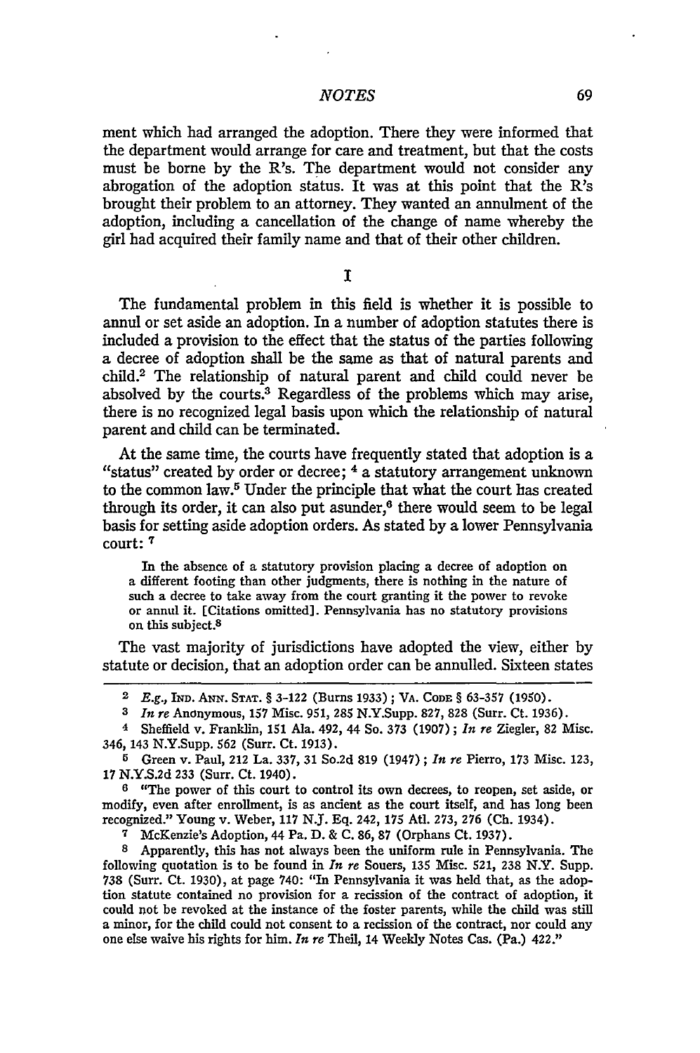ment which had arranged the adoption. There they were informed that the department would arrange for care and treatment, but that the costs must be borne by the R's. The department would not consider any abrogation of the adoption status. It was at this point that the R's brought their problem to an attorney. They wanted an annulment of the adoption, including a cancellation of the change of name whereby the girl had acquired their family name and that of their other children.

## I

The fundamental problem in this field is whether it is possible to annul or set aside an adoption. In a number of adoption statutes there is included a provision to the effect that the status of the parties following a decree of adoption shall be the same as that of natural parents and child.[2] The relationship of natural parent and child could never be absolved by the courts.[3] Regardless of the problems which may arise, there is no recognized legal basis upon which the relationship of natural parent and child can be terminated.

At the same time, the courts have frequently stated that adoption is a "status" created by order or decree; [4] a statutory arrangement unknown to the common law.[5] Under the principle that what the court has created through its order, it can also put asunder,[6] there would seem to be legal basis for setting aside adoption orders. As stated by a lower Pennsylvania court: [7]

> In the absence of a statutory provision placing a decree of adoption on a different footing than other judgments, there is nothing in the nature of such a decree to take away from the court granting it the power to revoke or annul it. [Citations omitted]. Pennsylvania has no statutory provisions on this subject.[8]

The vast majority of jurisdictions have adopted the view, either by statute or decision, that an adoption order can be annulled. Sixteen states

---

[2] *E.g.,* IND. ANN. STAT. § 3-122 (Burns 1933); VA. CODE § 63-357 (1950).

[3] *In re* Anonymous, 157 Misc. 951, 285 N.Y.Supp. 827, 828 (Surr. Ct. 1936).

[4] Sheffield v. Franklin, 151 Ala. 492, 44 So. 373 (1907); *In re* Ziegler, 82 Misc. 346, 143 N.Y.Supp. 562 (Surr. Ct. 1913).

[5] Green v. Paul, 212 La. 337, 31 So.2d 819 (1947); *In re* Pierro, 173 Misc. 123, 17 N.Y.S.2d 233 (Surr. Ct. 1940).

[6] "The power of this court to control its own decrees, to reopen, set aside, or modify, even after enrollment, is as ancient as the court itself, and has long been recognized." Young v. Weber, 117 N.J. Eq. 242, 175 Atl. 273, 276 (Ch. 1934).

[7] McKenzie's Adoption, 44 Pa. D. & C. 86, 87 (Orphans Ct. 1937).

[8] Apparently, this has not always been the uniform rule in Pennsylvania. The following quotation is to be found in *In re* Souers, 135 Misc. 521, 238 N.Y. Supp. 738 (Surr. Ct. 1930), at page 740: "In Pennsylvania it was held that, as the adoption statute contained no provision for a recission of the contract of adoption, it could not be revoked at the instance of the foster parents, while the child was still a minor, for the child could not consent to a recission of the contract, nor could any one else waive his rights for him. *In re* Theil, 14 Weekly Notes Cas. (Pa.) 422."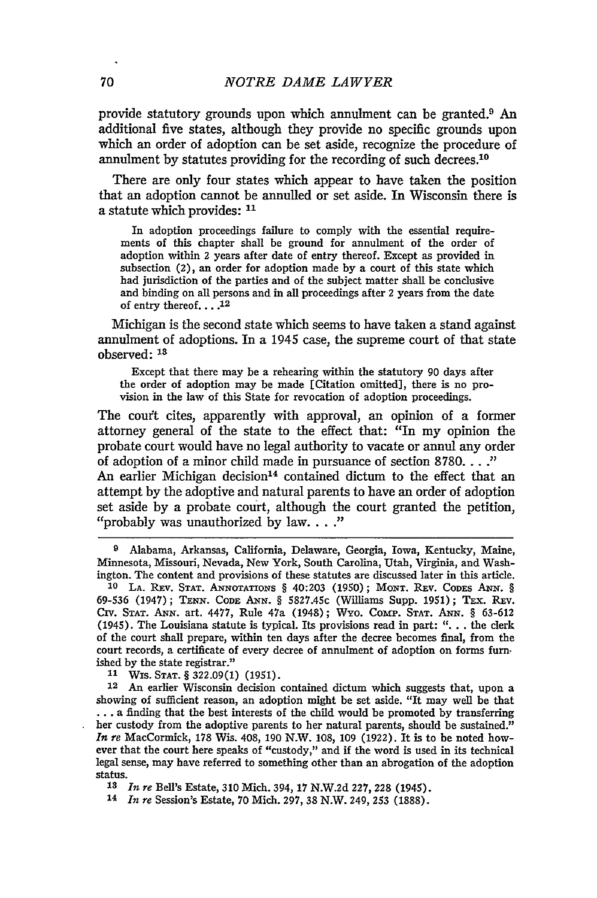provide statutory grounds upon which annulment can be granted.[9] An additional five states, although they provide no specific grounds upon which an order of adoption can be set aside, recognize the procedure of annulment by statutes providing for the recording of such decrees.[10]

There are only four states which appear to have taken the position that an adoption cannot be annulled or set aside. In Wisconsin there is a statute which provides: [11]

> In adoption proceedings failure to comply with the essential requirements of this chapter shall be ground for annulment of the order of adoption within 2 years after date of entry thereof. Except as provided in subsection (2), an order for adoption made by a court of this state which had jurisdiction of the parties and of the subject matter shall be conclusive and binding on all persons and in all proceedings after 2 years from the date of entry thereof. . . .[12]

Michigan is the second state which seems to have taken a stand against annulment of adoptions. In a 1945 case, the supreme court of that state observed: [13]

> Except that there may be a rehearing within the statutory 90 days after the order of adoption may be made [Citation omitted], there is no provision in the law of this State for revocation of adoption proceedings.

The court cites, apparently with approval, an opinion of a former attorney general of the state to the effect that: "In my opinion the probate court would have no legal authority to vacate or annul any order of adoption of a minor child made in pursuance of section 8780. . . ." An earlier Michigan decision[14] contained dictum to the effect that an attempt by the adoptive and natural parents to have an order of adoption set aside by a probate court, although the court granted the petition, "probably was unauthorized by law. . . ."

---

[9] Alabama, Arkansas, California, Delaware, Georgia, Iowa, Kentucky, Maine, Minnesota, Missouri, Nevada, New York, South Carolina, Utah, Virginia, and Washington. The content and provisions of these statutes are discussed later in this article.

[10] LA. REV. STAT. ANNOTATIONS § 40:203 (1950); MONT. REV. CODES ANN. § 69-536 (1947); TENN. CODE ANN. § 5827.45c (Williams Supp. 1951); TEX. REV. CIV. STAT. ANN. art. 4477, Rule 47a (1948); WYO. COMP. STAT. ANN. § 63-612 (1945). The Louisiana statute is typical. Its provisions read in part: ". . . the clerk of the court shall prepare, within ten days after the decree becomes final, from the court records, a certificate of every decree of annulment of adoption on forms furnished by the state registrar."

[11] WIS. STAT. § 322.09(1) (1951).

[12] An earlier Wisconsin decision contained dictum which suggests that, upon a showing of sufficient reason, an adoption might be set aside. "It may well be that . . . a finding that the best interests of the child would be promoted by transferring her custody from the adoptive parents to her natural parents, should be sustained." *In re* MacCormick, 178 Wis. 408, 190 N.W. 108, 109 (1922). It is to be noted however that the court here speaks of "custody," and if the word is used in its technical legal sense, may have referred to something other than an abrogation of the adoption status.

[13] *In re* Bell's Estate, 310 Mich. 394, 17 N.W.2d 227, 228 (1945).

[14] *In re* Session's Estate, 70 Mich. 297, 38 N.W. 249, 253 (1888).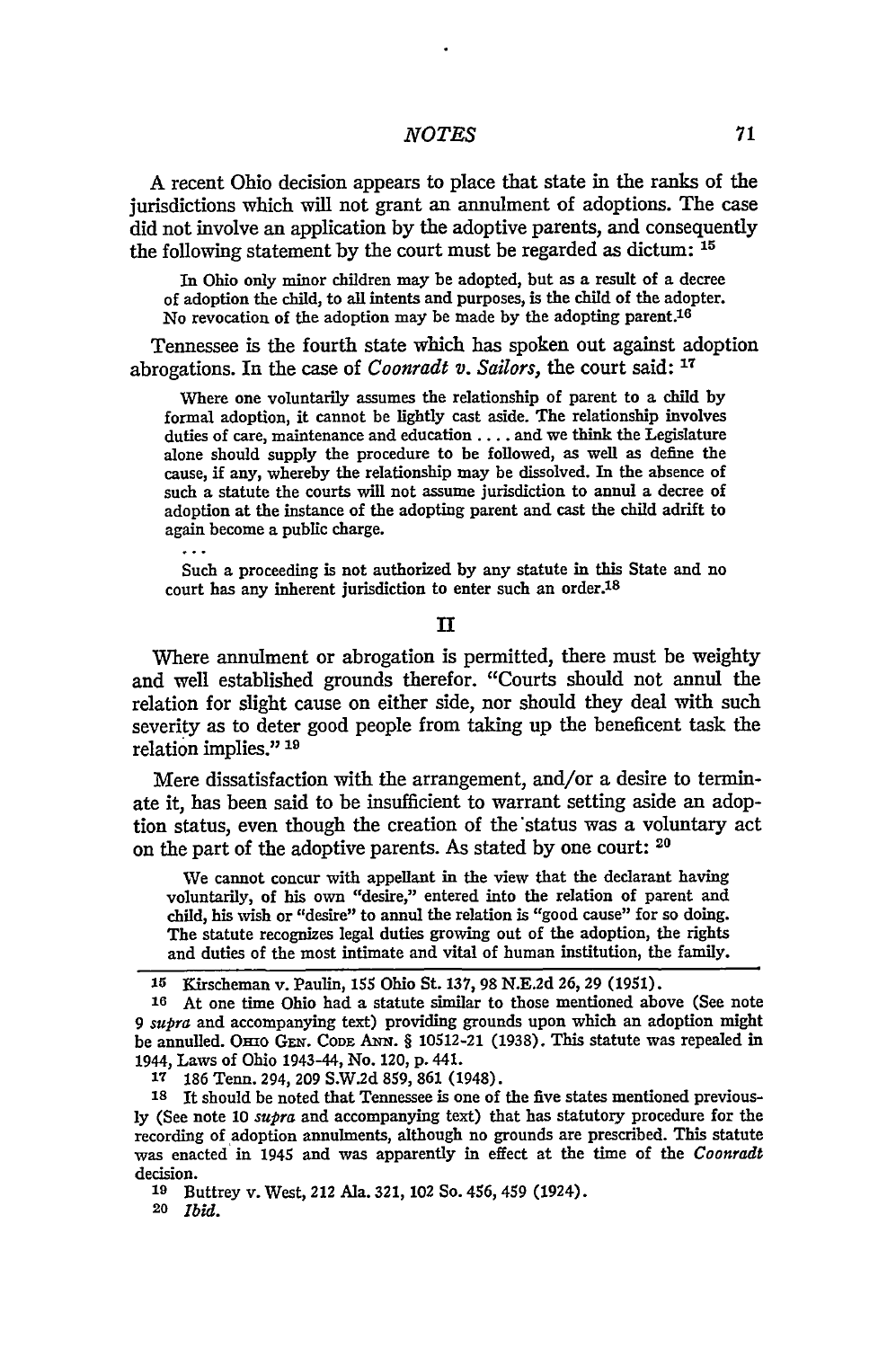A recent Ohio decision appears to place that state in the ranks of the jurisdictions which will not grant an annulment of adoptions. The case did not involve an application by the adoptive parents, and consequently the following statement by the court must be regarded as dictum: [15]

> In Ohio only minor children may be adopted, but as a result of a decree of adoption the child, to all intents and purposes, is the child of the adopter. No revocation of the adoption may be made by the adopting parent.[16]

Tennessee is the fourth state which has spoken out against adoption abrogations. In the case of *Coonradt v. Sailors*, the court said: [17]

> Where one voluntarily assumes the relationship of parent to a child by formal adoption, it cannot be lightly cast aside. The relationship involves duties of care, maintenance and education . . . . and we think the Legislature alone should supply the procedure to be followed, as well as define the cause, if any, whereby the relationship may be dissolved. In the absence of such a statute the courts will not assume jurisdiction to annul a decree of adoption at the instance of the adopting parent and cast the child adrift to again become a public charge.
>
> . . .
>
> Such a proceeding is not authorized by any statute in this State and no court has any inherent jurisdiction to enter such an order.[18]

## II

Where annulment or abrogation is permitted, there must be weighty and well established grounds therefor. "Courts should not annul the relation for slight cause on either side, nor should they deal with such severity as to deter good people from taking up the beneficent task the relation implies." [19]

Mere dissatisfaction with the arrangement, and/or a desire to terminate it, has been said to be insufficient to warrant setting aside an adoption status, even though the creation of the status was a voluntary act on the part of the adoptive parents. As stated by one court: [20]

> We cannot concur with appellant in the view that the declarant having voluntarily, of his own "desire," entered into the relation of parent and child, his wish or "desire" to annul the relation is "good cause" for so doing. The statute recognizes legal duties growing out of the adoption, the rights and duties of the most intimate and vital of human institution, the family.

---

[15] Kirscheman v. Paulin, 155 Ohio St. 137, 98 N.E.2d 26, 29 (1951).

[16] At one time Ohio had a statute similar to those mentioned above (See note 9 *supra* and accompanying text) providing grounds upon which an adoption might be annulled. OHIO GEN. CODE ANN. § 10512-21 (1938). This statute was repealed in 1944, Laws of Ohio 1943-44, No. 120, p. 441.

[17] 186 Tenn. 294, 209 S.W.2d 859, 861 (1948).

[18] It should be noted that Tennessee is one of the five states mentioned previously (See note 10 *supra* and accompanying text) that has statutory procedure for the recording of adoption annulments, although no grounds are prescribed. This statute was enacted in 1945 and was apparently in effect at the time of the *Coonradt* decision.

[19] Buttrey v. West, 212 Ala. 321, 102 So. 456, 459 (1924).

[20] *Ibid.*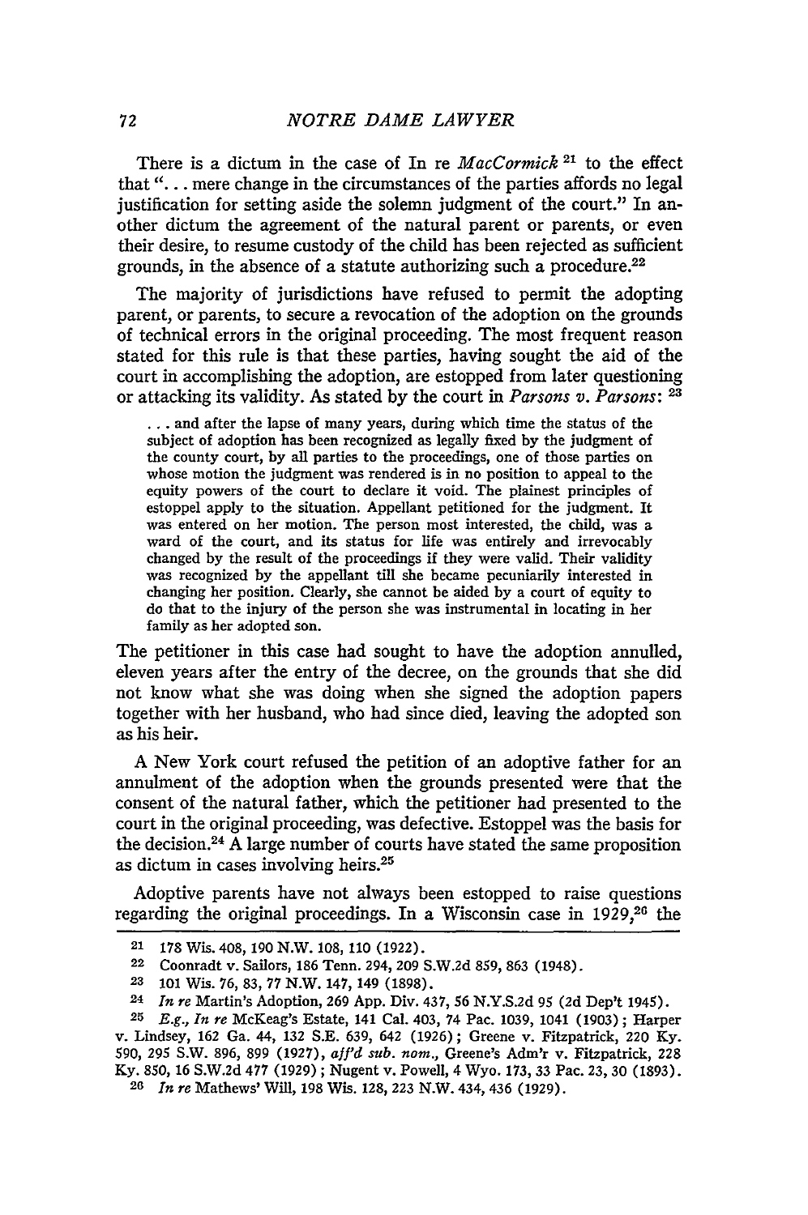There is a dictum in the case of In re *MacCormick*[21] to the effect that "... mere change in the circumstances of the parties affords no legal justification for setting aside the solemn judgment of the court." In another dictum the agreement of the natural parent or parents, or even their desire, to resume custody of the child has been rejected as sufficient grounds, in the absence of a statute authorizing such a procedure.[22]

The majority of jurisdictions have refused to permit the adopting parent, or parents, to secure a revocation of the adoption on the grounds of technical errors in the original proceeding. The most frequent reason stated for this rule is that these parties, having sought the aid of the court in accomplishing the adoption, are estopped from later questioning or attacking its validity. As stated by the court in *Parsons v. Parsons*:[23]

> ... and after the lapse of many years, during which time the status of the subject of adoption has been recognized as legally fixed by the judgment of the county court, by all parties to the proceedings, one of those parties on whose motion the judgment was rendered is in no position to appeal to the equity powers of the court to declare it void. The plainest principles of estoppel apply to the situation. Appellant petitioned for the judgment. It was entered on her motion. The person most interested, the child, was a ward of the court, and its status for life was entirely and irrevocably changed by the result of the proceedings if they were valid. Their validity was recognized by the appellant till she became pecuniarily interested in changing her position. Clearly, she cannot be aided by a court of equity to do that to the injury of the person she was instrumental in locating in her family as her adopted son.

The petitioner in this case had sought to have the adoption annulled, eleven years after the entry of the decree, on the grounds that she did not know what she was doing when she signed the adoption papers together with her husband, who had since died, leaving the adopted son as his heir.

A New York court refused the petition of an adoptive father for an annulment of the adoption when the grounds presented were that the consent of the natural father, which the petitioner had presented to the court in the original proceeding, was defective. Estoppel was the basis for the decision.[24] A large number of courts have stated the same proposition as dictum in cases involving heirs.[25]

Adoptive parents have not always been estopped to raise questions regarding the original proceedings. In a Wisconsin case in 1929,[26] the

---

[21] 178 Wis. 408, 190 N.W. 108, 110 (1922).

[22] Coonradt v. Sailors, 186 Tenn. 294, 209 S.W.2d 859, 863 (1948).

[23] 101 Wis. 76, 83, 77 N.W. 147, 149 (1898).

[24] *In re* Martin's Adoption, 269 App. Div. 437, 56 N.Y.S.2d 95 (2d Dep't 1945).

[25] *E.g., In re* McKeag's Estate, 141 Cal. 403, 74 Pac. 1039, 1041 (1903); Harper v. Lindsey, 162 Ga. 44, 132 S.E. 639, 642 (1926); Greene v. Fitzpatrick, 220 Ky. 590, 295 S.W. 896, 899 (1927), *aff'd sub. nom.*, Greene's Adm'r v. Fitzpatrick, 228 Ky. 850, 16 S.W.2d 477 (1929); Nugent v. Powell, 4 Wyo. 173, 33 Pac. 23, 30 (1893).

[26] *In re* Mathews' Will, 198 Wis. 128, 223 N.W. 434, 436 (1929).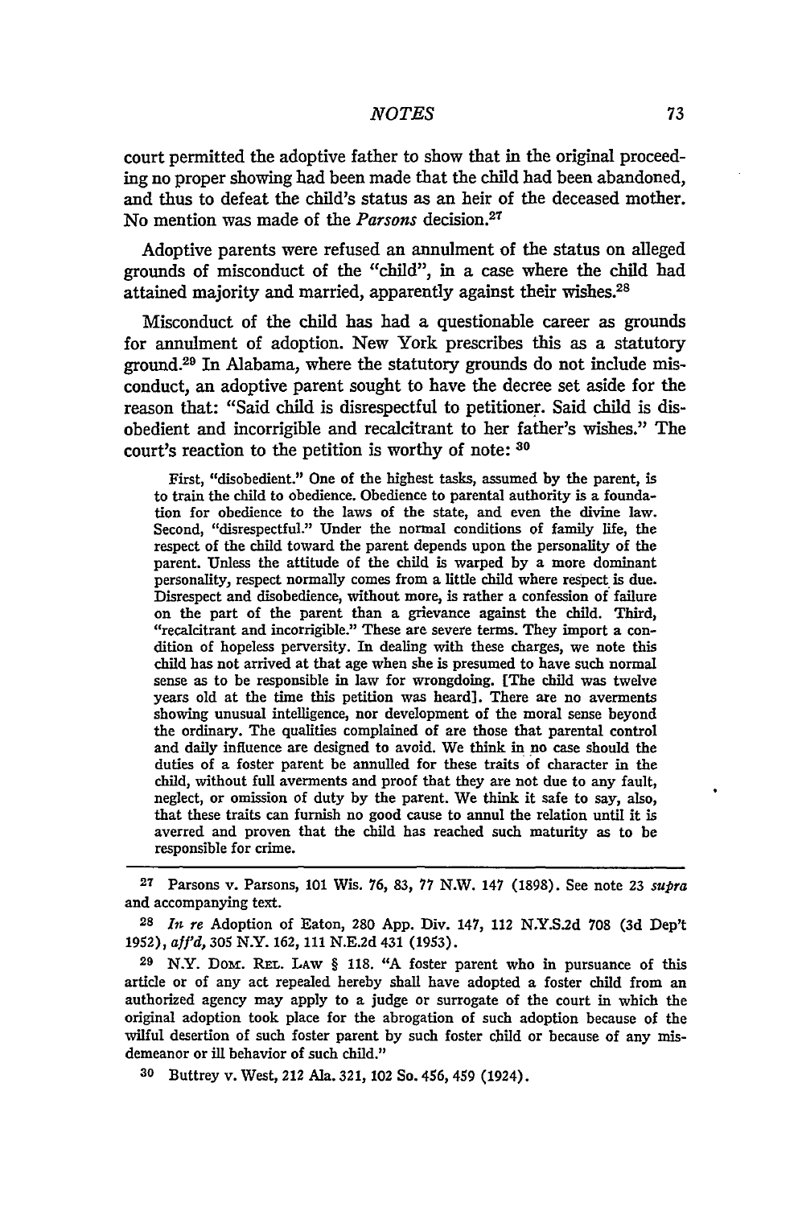court permitted the adoptive father to show that in the original proceeding no proper showing had been made that the child had been abandoned, and thus to defeat the child's status as an heir of the deceased mother. No mention was made of the *Parsons* decision.[27]

Adoptive parents were refused an annulment of the status on alleged grounds of misconduct of the "child", in a case where the child had attained majority and married, apparently against their wishes.[28]

Misconduct of the child has had a questionable career as grounds for annulment of adoption. New York prescribes this as a statutory ground.[29] In Alabama, where the statutory grounds do not include misconduct, an adoptive parent sought to have the decree set aside for the reason that: "Said child is disrespectful to petitioner. Said child is disobedient and incorrigible and recalcitrant to her father's wishes." The court's reaction to the petition is worthy of note: [30]

> First, "disobedient." One of the highest tasks, assumed by the parent, is to train the child to obedience. Obedience to parental authority is a foundation for obedience to the laws of the state, and even the divine law. Second, "disrespectful." Under the normal conditions of family life, the respect of the child toward the parent depends upon the personality of the parent. Unless the attitude of the child is warped by a more dominant personality, respect normally comes from a little child where respect is due. Disrespect and disobedience, without more, is rather a confession of failure on the part of the parent than a grievance against the child. Third, "recalcitrant and incorrigible." These are severe terms. They import a condition of hopeless perversity. In dealing with these charges, we note this child has not arrived at that age when she is presumed to have such normal sense as to be responsible in law for wrongdoing. [The child was twelve years old at the time this petition was heard]. There are no averments showing unusual intelligence, nor development of the moral sense beyond the ordinary. The qualities complained of are those that parental control and daily influence are designed to avoid. We think in no case should the duties of a foster parent be annulled for these traits of character in the child, without full averments and proof that they are not due to any fault, neglect, or omission of duty by the parent. We think it safe to say, also, that these traits can furnish no good cause to annul the relation until it is averred and proven that the child has reached such maturity as to be responsible for crime.

---

[27] Parsons v. Parsons, 101 Wis. 76, 83, 77 N.W. 147 (1898). See note 23 *supra* and accompanying text.

[28] *In re* Adoption of Eaton, 280 App. Div. 147, 112 N.Y.S.2d 708 (3d Dep't 1952), *aff'd*, 305 N.Y. 162, 111 N.E.2d 431 (1953).

[29] N.Y. Dom. Rel. Law § 118. "A foster parent who in pursuance of this article or of any act repealed hereby shall have adopted a foster child from an authorized agency may apply to a judge or surrogate of the court in which the original adoption took place for the abrogation of such adoption because of the wilful desertion of such foster parent by such foster child or because of any misdemeanor or ill behavior of such child."

[30] Buttrey v. West, 212 Ala. 321, 102 So. 456, 459 (1924).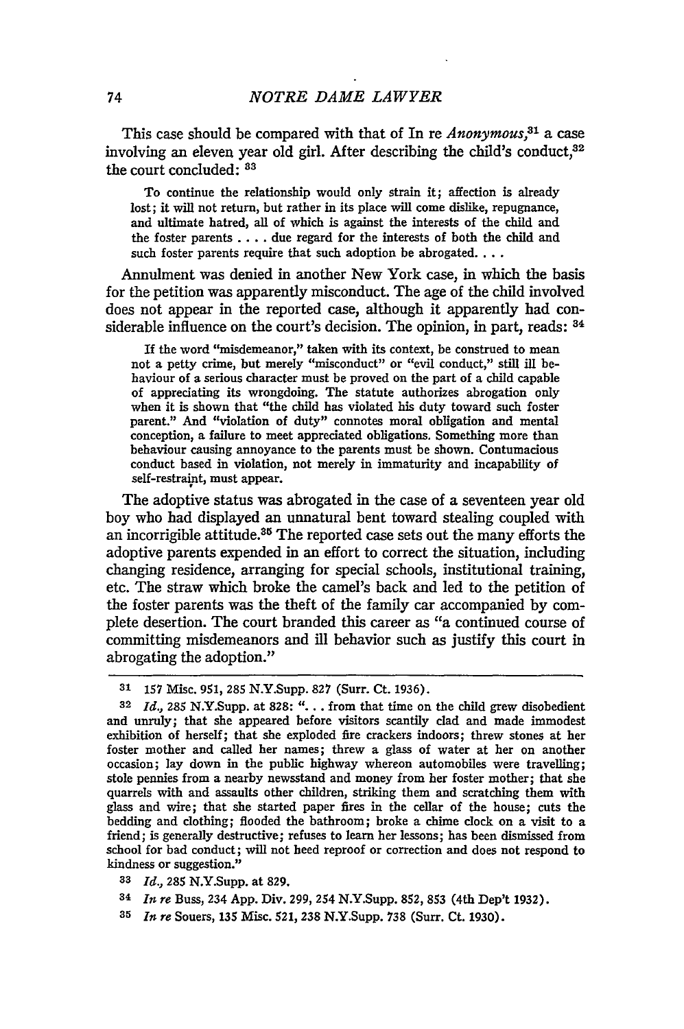This case should be compared with that of In re *Anonymous*,[31] a case involving an eleven year old girl. After describing the child's conduct,[32] the court concluded: [33]

> To continue the relationship would only strain it; affection is already lost; it will not return, but rather in its place will come dislike, repugnance, and ultimate hatred, all of which is against the interests of the child and the foster parents . . . . due regard for the interests of both the child and such foster parents require that such adoption be abrogated. . . .

Annulment was denied in another New York case, in which the basis for the petition was apparently misconduct. The age of the child involved does not appear in the reported case, although it apparently had considerable influence on the court's decision. The opinion, in part, reads: [34]

> If the word "misdemeanor," taken with its context, be construed to mean not a petty crime, but merely "misconduct" or "evil conduct," still ill behaviour of a serious character must be proved on the part of a child capable of appreciating its wrongdoing. The statute authorizes abrogation only when it is shown that "the child has violated his duty toward such foster parent." And "violation of duty" connotes moral obligation and mental conception, a failure to meet appreciated obligations. Something more than behaviour causing annoyance to the parents must be shown. Contumacious conduct based in violation, not merely in immaturity and incapability of self-restraint, must appear.

The adoptive status was abrogated in the case of a seventeen year old boy who had displayed an unnatural bent toward stealing coupled with an incorrigible attitude.[35] The reported case sets out the many efforts the adoptive parents expended in an effort to correct the situation, including changing residence, arranging for special schools, institutional training, etc. The straw which broke the camel's back and led to the petition of the foster parents was the theft of the family car accompanied by complete desertion. The court branded this career as "a continued course of committing misdemeanors and ill behavior such as justify this court in abrogating the adoption."

---

[31] 157 Misc. 951, 285 N.Y.Supp. 827 (Surr. Ct. 1936).

[32] *Id.*, 285 N.Y.Supp. at 828: ". . . from that time on the child grew disobedient and unruly; that she appeared before visitors scantily clad and made immodest exhibition of herself; that she exploded fire crackers indoors; threw stones at her foster mother and called her names; threw a glass of water at her on another occasion; lay down in the public highway whereon automobiles were travelling; stole pennies from a nearby newsstand and money from her foster mother; that she quarrels with and assaults other children, striking them and scratching them with glass and wire; that she started paper fires in the cellar of the house; cuts the bedding and clothing; flooded the bathroom; broke a chime clock on a visit to a friend; is generally destructive; refuses to learn her lessons; has been dismissed from school for bad conduct; will not heed reproof or correction and does not respond to kindness or suggestion."

[33] *Id.*, 285 N.Y.Supp. at 829.

[34] *In re* Buss, 234 App. Div. 299, 254 N.Y.Supp. 852, 853 (4th Dep't 1932).

[35] *In re* Souers, 135 Misc. 521, 238 N.Y.Supp. 738 (Surr. Ct. 1930).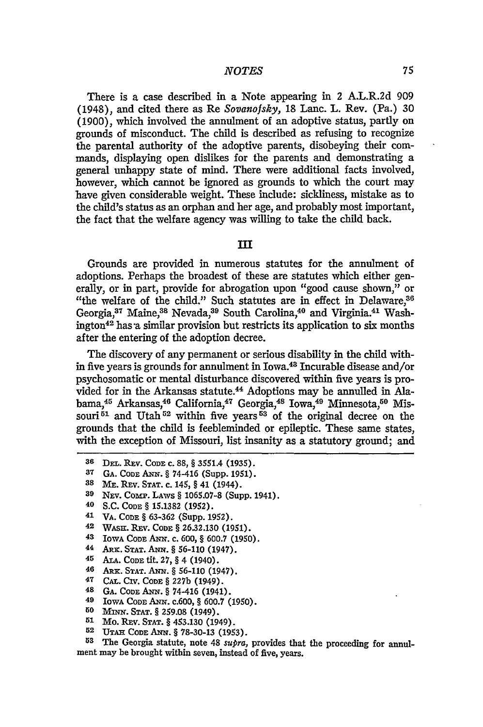There is a case described in a Note appearing in 2 A.L.R.2d 909 (1948), and cited there as Re *Sovanofsky*, 18 Lanc. L. Rev. (Pa.) 30 (1900), which involved the annulment of an adoptive status, partly on grounds of misconduct. The child is described as refusing to recognize the parental authority of the adoptive parents, disobeying their commands, displaying open dislikes for the parents and demonstrating a general unhappy state of mind. There were additional facts involved, however, which cannot be ignored as grounds to which the court may have given considerable weight. These include: sickliness, mistake as to the child's status as an orphan and her age, and probably most important, the fact that the welfare agency was willing to take the child back.

## III

Grounds are provided in numerous statutes for the annulment of adoptions. Perhaps the broadest of these are statutes which either generally, or in part, provide for abrogation upon "good cause shown," or "the welfare of the child." Such statutes are in effect in Delaware,[36] Georgia,[37] Maine,[38] Nevada,[39] South Carolina,[40] and Virginia.[41] Washington[42] has a similar provision but restricts its application to six months after the entering of the adoption decree.

The discovery of any permanent or serious disability in the child within five years is grounds for annulment in Iowa.[43] Incurable disease and/or psychosomatic or mental disturbance discovered within five years is provided for in the Arkansas statute.[44] Adoptions may be annulled in Alabama,[45] Arkansas,[46] California,[47] Georgia,[48] Iowa,[49] Minnesota,[50] Missouri[51] and Utah[52] within five years[53] of the original decree on the grounds that the child is feebleminded or epileptic. These same states, with the exception of Missouri, list insanity as a statutory ground; and

---

[36] DEL. REV. CODE c. 88, § 3551.4 (1935).

[37] GA. CODE ANN. § 74-416 (Supp. 1951).

[38] ME. REV. STAT. c. 145, § 41 (1944).

[39] NEV. COMP. LAWS § 1065.07-8 (Supp. 1941).

[40] S.C. CODE § 15.1382 (1952).

[41] VA. CODE § 63-362 (Supp. 1952).

[42] WASH. REV. CODE § 26.32.130 (1951).

[43] IOWA CODE ANN. c. 600, § 600.7 (1950).

[44] ARK. STAT. ANN. § 56-110 (1947).

[45] ALA. CODE tit. 27, § 4 (1940).

[46] ARK. STAT. ANN. § 56-110 (1947).

[47] CAL. CIV. CODE § 227b (1949).

[48] GA. CODE ANN. § 74-416 (1941).

[49] IOWA CODE ANN. c.600, § 600.7 (1950).

[50] MINN. STAT. § 259.08 (1949).

[51] MO. REV. STAT. § 453.130 (1949).

[52] UTAH CODE ANN. § 78-30-13 (1953).

[53] The Georgia statute, note 48 *supra*, provides that the proceeding for annulment may be brought within seven, instead of five, years.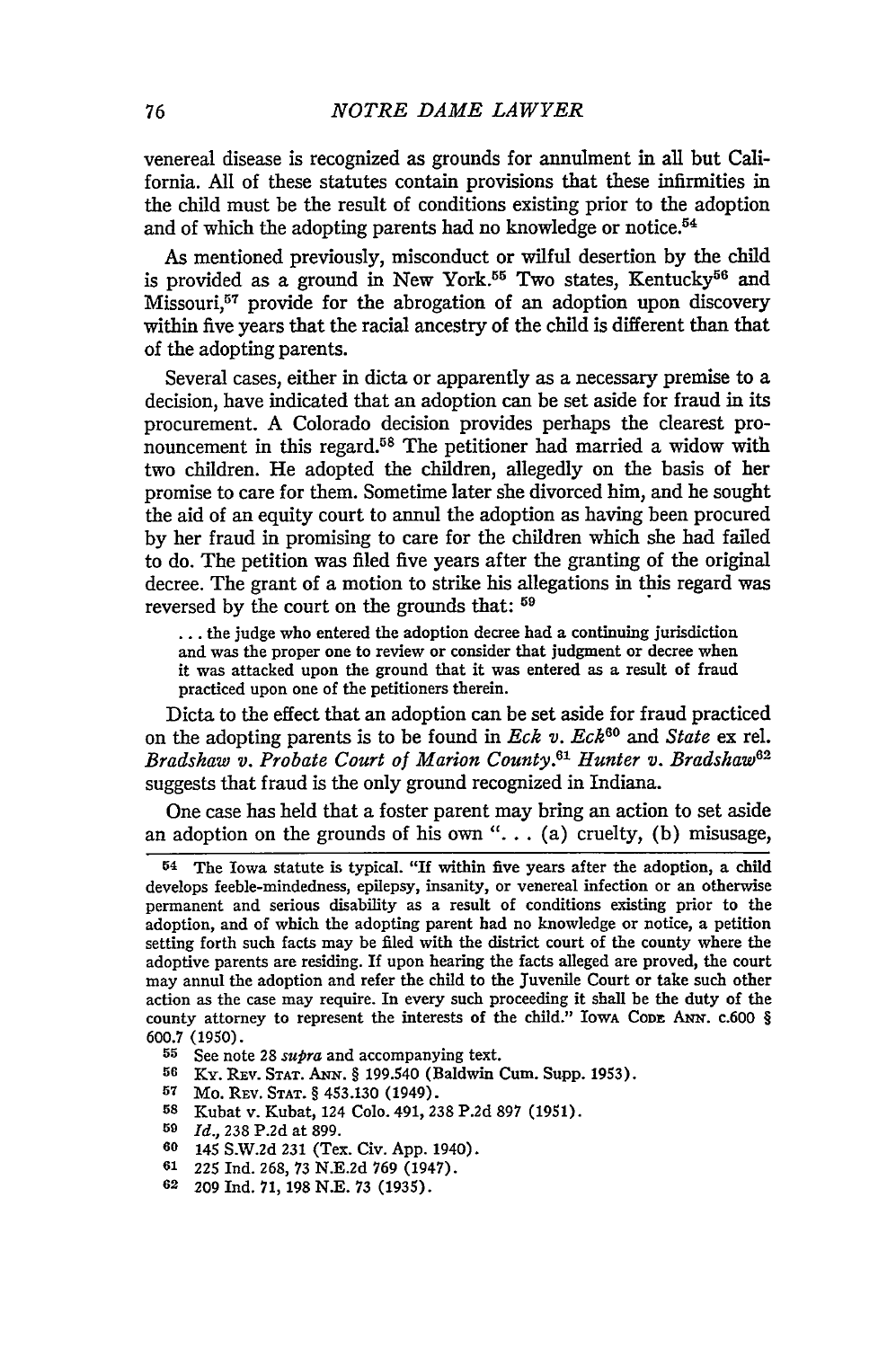venereal disease is recognized as grounds for annulment in all but California. All of these statutes contain provisions that these infirmities in the child must be the result of conditions existing prior to the adoption and of which the adopting parents had no knowledge or notice.[54]

As mentioned previously, misconduct or wilful desertion by the child is provided as a ground in New York.[55] Two states, Kentucky[56] and Missouri,[57] provide for the abrogation of an adoption upon discovery within five years that the racial ancestry of the child is different than that of the adopting parents.

Several cases, either in dicta or apparently as a necessary premise to a decision, have indicated that an adoption can be set aside for fraud in its procurement. A Colorado decision provides perhaps the clearest pronouncement in this regard.[58] The petitioner had married a widow with two children. He adopted the children, allegedly on the basis of her promise to care for them. Sometime later she divorced him, and he sought the aid of an equity court to annul the adoption as having been procured by her fraud in promising to care for the children which she had failed to do. The petition was filed five years after the granting of the original decree. The grant of a motion to strike his allegations in this regard was reversed by the court on the grounds that: [59]

> ... the judge who entered the adoption decree had a continuing jurisdiction and was the proper one to review or consider that judgment or decree when it was attacked upon the ground that it was entered as a result of fraud practiced upon one of the petitioners therein.

Dicta to the effect that an adoption can be set aside for fraud practiced on the adopting parents is to be found in *Eck v. Eck*[60] and *State* ex rel. *Bradshaw v. Probate Court of Marion County*.[61] *Hunter v. Bradshaw*[62] suggests that fraud is the only ground recognized in Indiana.

One case has held that a foster parent may bring an action to set aside an adoption on the grounds of his own "... (a) cruelty, (b) misusage,

---

54 The Iowa statute is typical. "If within five years after the adoption, a child develops feeble-mindedness, epilepsy, insanity, or venereal infection or an otherwise permanent and serious disability as a result of conditions existing prior to the adoption, and of which the adopting parent had no knowledge or notice, a petition setting forth such facts may be filed with the district court of the county where the adoptive parents are residing. If upon hearing the facts alleged are proved, the court may annul the adoption and refer the child to the Juvenile Court or take such other action as the case may require. In every such proceeding it shall be the duty of the county attorney to represent the interests of the child." IOWA CODE ANN. c.600 § 600.7 (1950).

55 See note 28 *supra* and accompanying text.

56 KY. REV. STAT. ANN. § 199.540 (Baldwin Cum. Supp. 1953).

57 MO. REV. STAT. § 453.130 (1949).

58 Kubat v. Kubat, 124 Colo. 491, 238 P.2d 897 (1951).

59 *Id.*, 238 P.2d at 899.

60 145 S.W.2d 231 (Tex. Civ. App. 1940).

61 225 Ind. 268, 73 N.E.2d 769 (1947).

62 209 Ind. 71, 198 N.E. 73 (1935).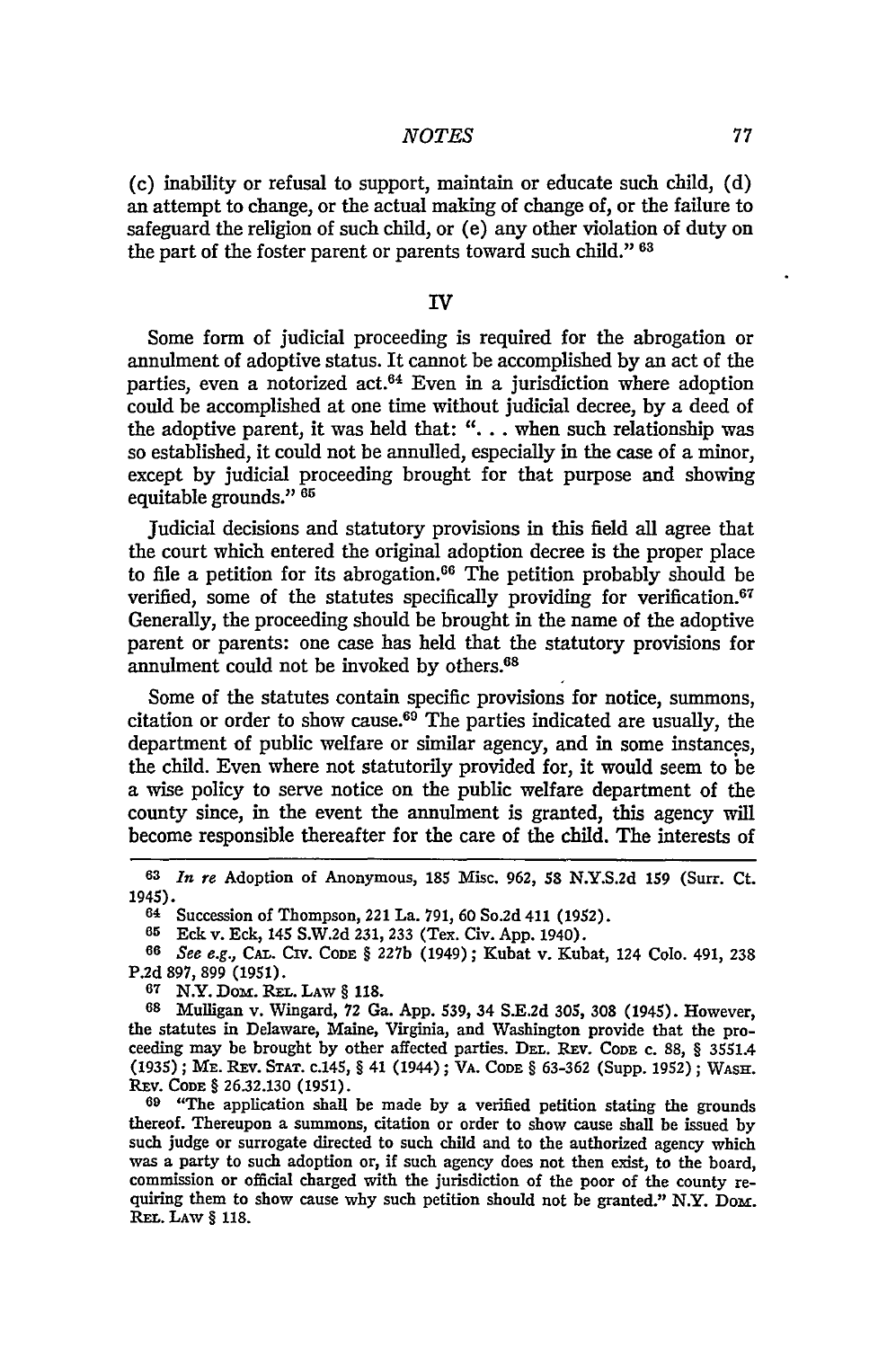(c) inability or refusal to support, maintain or educate such child, (d) an attempt to change, or the actual making of change of, or the failure to safeguard the religion of such child, or (e) any other violation of duty on the part of the foster parent or parents toward such child." [63]

## IV

Some form of judicial proceeding is required for the abrogation or annulment of adoptive status. It cannot be accomplished by an act of the parties, even a notorized act.[64] Even in a jurisdiction where adoption could be accomplished at one time without judicial decree, by a deed of the adoptive parent, it was held that: ". . . when such relationship was so established, it could not be annulled, especially in the case of a minor, except by judicial proceeding brought for that purpose and showing equitable grounds." [65]

Judicial decisions and statutory provisions in this field all agree that the court which entered the original adoption decree is the proper place to file a petition for its abrogation.[66] The petition probably should be verified, some of the statutes specifically providing for verification.[67] Generally, the proceeding should be brought in the name of the adoptive parent or parents: one case has held that the statutory provisions for annulment could not be invoked by others.[68]

Some of the statutes contain specific provisions for notice, summons, citation or order to show cause.[69] The parties indicated are usually, the department of public welfare or similar agency, and in some instances, the child. Even where not statutorily provided for, it would seem to be a wise policy to serve notice on the public welfare department of the county since, in the event the annulment is granted, this agency will become responsible thereafter for the care of the child. The interests of

---

[63] *In re* Adoption of Anonymous, 185 Misc. 962, 58 N.Y.S.2d 159 (Surr. Ct. 1945).

[64] Succession of Thompson, 221 La. 791, 60 So.2d 411 (1952).

[65] Eck v. Eck, 145 S.W.2d 231, 233 (Tex. Civ. App. 1940).

[66] *See e.g.*, CAL. CIV. CODE § 227b (1949); Kubat v. Kubat, 124 Colo. 491, 238 P.2d 897, 899 (1951).

[67] N.Y. DOM. REL. LAW § 118.

[68] Mulligan v. Wingard, 72 Ga. App. 539, 34 S.E.2d 305, 308 (1945). However, the statutes in Delaware, Maine, Virginia, and Washington provide that the proceeding may be brought by other affected parties. DEL. REV. CODE c. 88, § 3551.4 (1935); ME. REV. STAT. c.145, § 41 (1944); VA. CODE § 63-362 (Supp. 1952); WASH. REV. CODE § 26.32.130 (1951).

[69] "The application shall be made by a verified petition stating the grounds thereof. Thereupon a summons, citation or order to show cause shall be issued by such judge or surrogate directed to such child and to the authorized agency which was a party to such adoption or, if such agency does not then exist, to the board, commission or official charged with the jurisdiction of the poor of the county requiring them to show cause why such petition should not be granted." N.Y. DOM. REL. LAW § 118.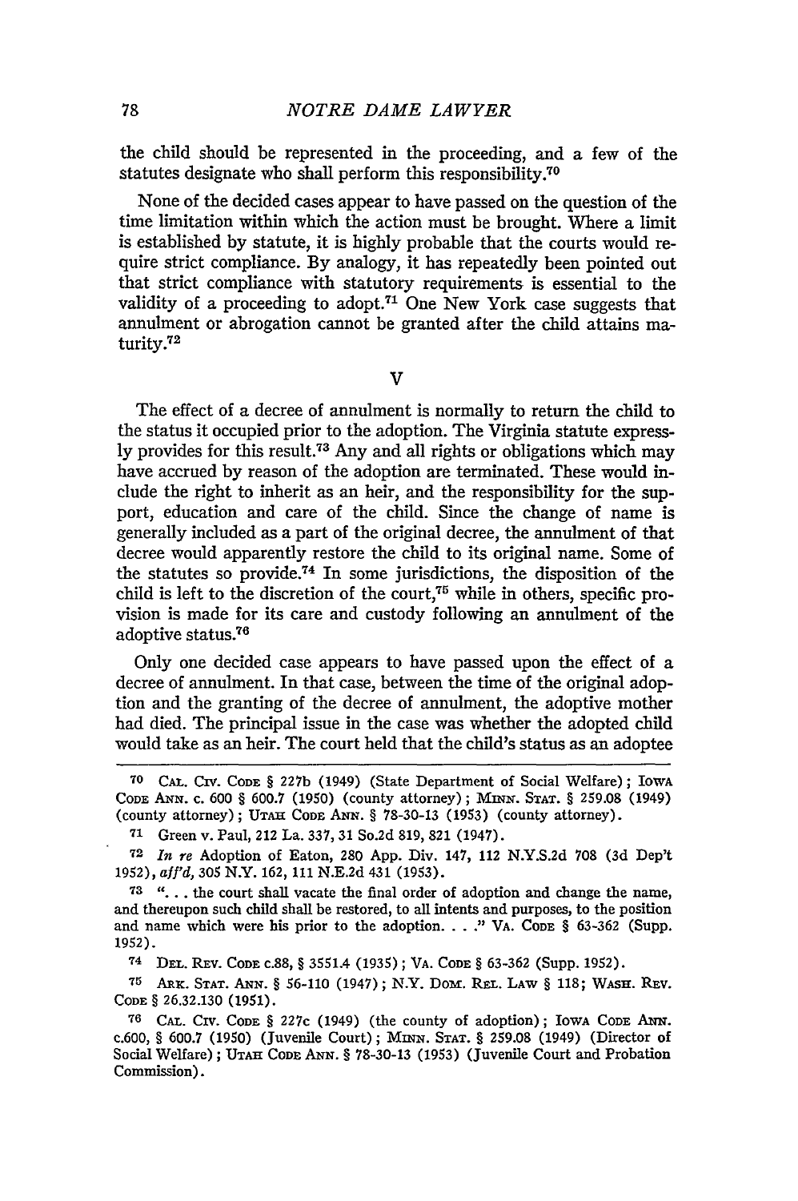the child should be represented in the proceeding, and a few of the statutes designate who shall perform this responsibility.[70]

None of the decided cases appear to have passed on the question of the time limitation within which the action must be brought. Where a limit is established by statute, it is highly probable that the courts would require strict compliance. By analogy, it has repeatedly been pointed out that strict compliance with statutory requirements is essential to the validity of a proceeding to adopt.[71] One New York case suggests that annulment or abrogation cannot be granted after the child attains maturity.[72]

## V

The effect of a decree of annulment is normally to return the child to the status it occupied prior to the adoption. The Virginia statute expressly provides for this result.[73] Any and all rights or obligations which may have accrued by reason of the adoption are terminated. These would include the right to inherit as an heir, and the responsibility for the support, education and care of the child. Since the change of name is generally included as a part of the original decree, the annulment of that decree would apparently restore the child to its original name. Some of the statutes so provide.[74] In some jurisdictions, the disposition of the child is left to the discretion of the court,[75] while in others, specific provision is made for its care and custody following an annulment of the adoptive status.[76]

Only one decided case appears to have passed upon the effect of a decree of annulment. In that case, between the time of the original adoption and the granting of the decree of annulment, the adoptive mother had died. The principal issue in the case was whether the adopted child would take as an heir. The court held that the child's status as an adoptee

---

[70] CAL. CIV. CODE § 227b (1949) (State Department of Social Welfare); IOWA CODE ANN. c. 600 § 600.7 (1950) (county attorney); MINN. STAT. § 259.08 (1949) (county attorney); UTAH CODE ANN. § 78-30-13 (1953) (county attorney).

[71] Green v. Paul, 212 La. 337, 31 So.2d 819, 821 (1947).

[72] *In re* Adoption of Eaton, 280 App. Div. 147, 112 N.Y.S.2d 708 (3d Dep't 1952), *aff'd*, 305 N.Y. 162, 111 N.E.2d 431 (1953).

[73] ". . . the court shall vacate the final order of adoption and change the name, and thereupon such child shall be restored, to all intents and purposes, to the position and name which were his prior to the adoption. . . ." VA. CODE § 63-362 (Supp. 1952).

[74] DEL. REV. CODE c.88, § 3551.4 (1935); VA. CODE § 63-362 (Supp. 1952).

[75] ARK. STAT. ANN. § 56-110 (1947); N.Y. DOM. REL. LAW § 118; WASH. REV. CODE § 26.32.130 (1951).

[76] CAL. CIV. CODE § 227c (1949) (the county of adoption); IOWA CODE ANN. c.600, § 600.7 (1950) (Juvenile Court); MINN. STAT. § 259.08 (1949) (Director of Social Welfare); UTAH CODE ANN. § 78-30-13 (1953) (Juvenile Court and Probation Commission).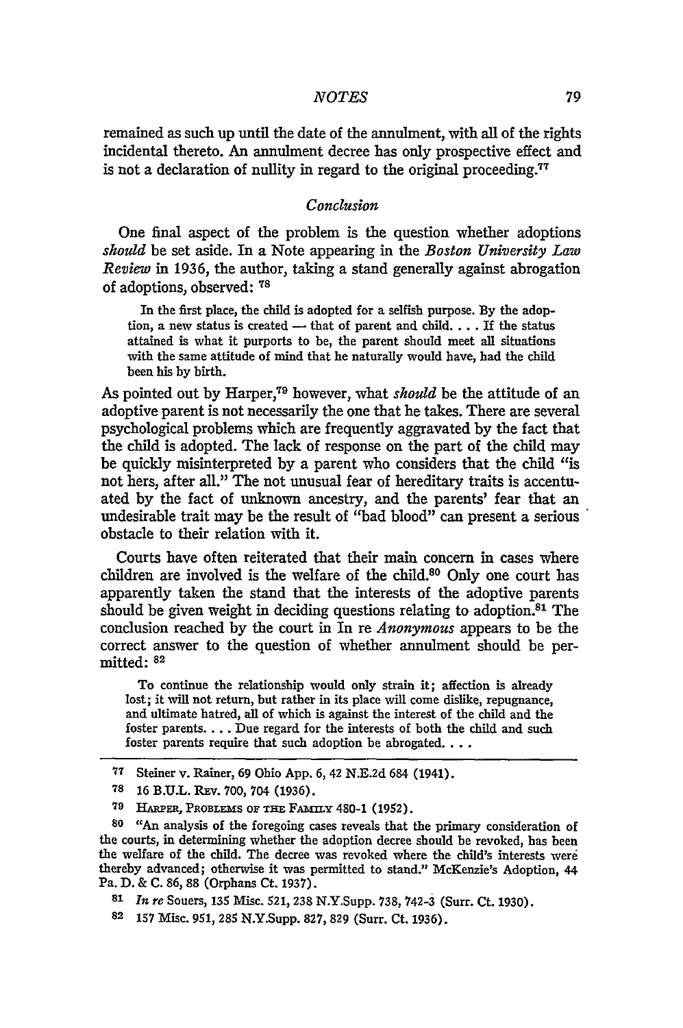remained as such up until the date of the annulment, with all of the rights incidental thereto. An annulment decree has only prospective effect and is not a declaration of nullity in regard to the original proceeding.[77]

### *Conclusion*

One final aspect of the problem is the question whether adoptions *should* be set aside. In a Note appearing in the *Boston University Law Review* in 1936, the author, taking a stand generally against abrogation of adoptions, observed: [78]

> In the first place, the child is adopted for a selfish purpose. By the adoption, a new status is created — that of parent and child. . . . If the status attained is what it purports to be, the parent should meet all situations with the same attitude of mind that he naturally would have, had the child been his by birth.

As pointed out by Harper,[79] however, what *should* be the attitude of an adoptive parent is not necessarily the one that he takes. There are several psychological problems which are frequently aggravated by the fact that the child is adopted. The lack of response on the part of the child may be quickly misinterpreted by a parent who considers that the child "is not hers, after all." The not unusual fear of hereditary traits is accentuated by the fact of unknown ancestry, and the parents' fear that an undesirable trait may be the result of "bad blood" can present a serious obstacle to their relation with it.

Courts have often reiterated that their main concern in cases where children are involved is the welfare of the child.[80] Only one court has apparently taken the stand that the interests of the adoptive parents should be given weight in deciding questions relating to adoption.[81] The conclusion reached by the court in In re *Anonymous* appears to be the correct answer to the question of whether annulment should be permitted: [82]

> To continue the relationship would only strain it; affection is already lost; it will not return, but rather in its place will come dislike, repugnance, and ultimate hatred, all of which is against the interest of the child and the foster parents. . . . Due regard for the interests of both the child and such foster parents require that such adoption be abrogated. . . .

---

[77] Steiner v. Rainer, 69 Ohio App. 6, 42 N.E.2d 684 (1941).

[78] 16 B.U.L. Rev. 700, 704 (1936).

[79] Harper, Problems of the Family 480-1 (1952).

[80] "An analysis of the foregoing cases reveals that the primary consideration of the courts, in determining whether the adoption decree should be revoked, has been the welfare of the child. The decree was revoked where the child's interests were thereby advanced; otherwise it was permitted to stand." McKenzie's Adoption, 44 Pa. D. & C. 86, 88 (Orphans Ct. 1937).

[81] *In re* Souers, 135 Misc. 521, 238 N.Y.Supp. 738, 742-3 (Surr. Ct. 1930).

[82] 157 Misc. 951, 285 N.Y.Supp. 827, 829 (Surr. Ct. 1936).